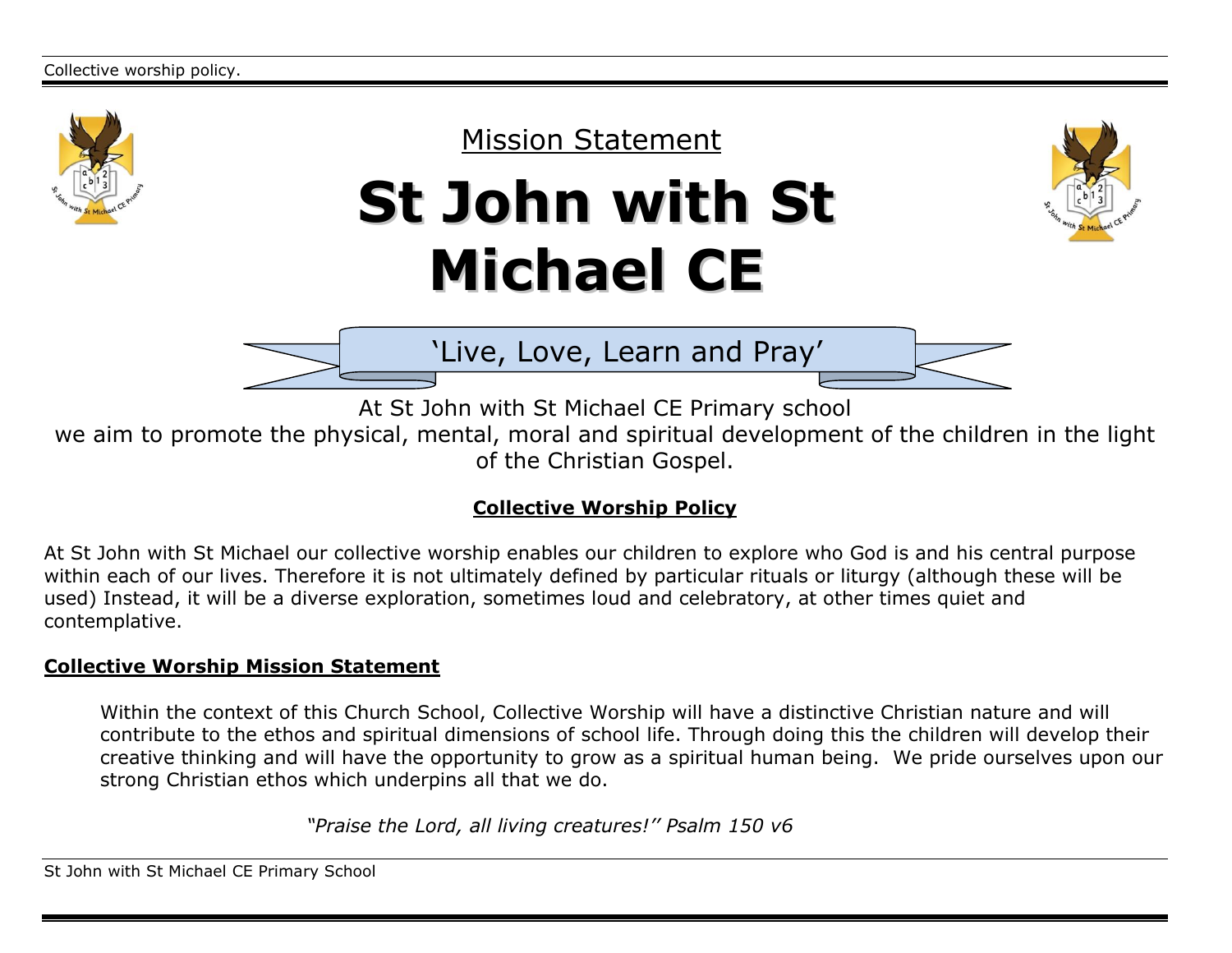## Mission Statement

# St John with St Michael CE

‘Live, Love, Learn and Pray’

At St John with St Michael CE Primary school
we aim to promote the physical, mental, moral and spiritual development of the children in the light of the Christian Gospel.

## Collective Worship Policy

At St John with St Michael our collective worship enables our children to explore who God is and his central purpose within each of our lives. Therefore it is not ultimately defined by particular rituals or liturgy (although these will be used) Instead, it will be a diverse exploration, sometimes loud and celebratory, at other times quiet and contemplative.

### Collective Worship Mission Statement

Within the context of this Church School, Collective Worship will have a distinctive Christian nature and will contribute to the ethos and spiritual dimensions of school life. Through doing this the children will develop their creative thinking and will have the opportunity to grow as a spiritual human being. We pride ourselves upon our strong Christian ethos which underpins all that we do.

*“Praise the Lord, all living creatures!’’ Psalm 150 v6*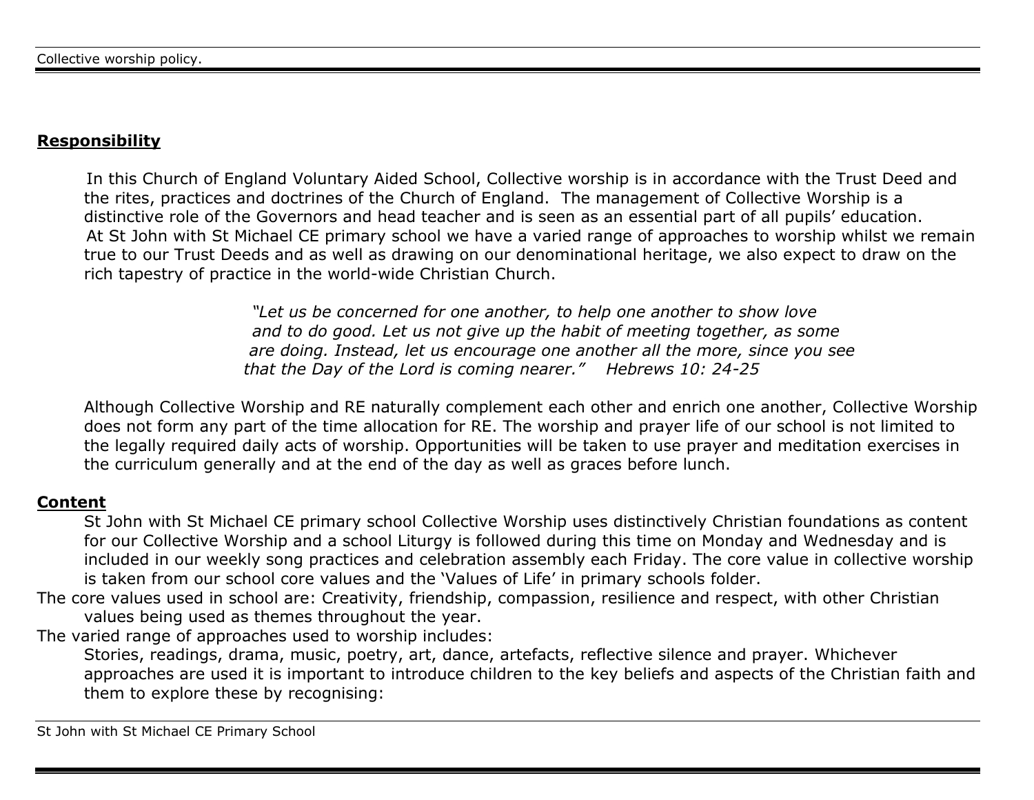## Responsibility

In this Church of England Voluntary Aided School, Collective worship is in accordance with the Trust Deed and the rites, practices and doctrines of the Church of England. The management of Collective Worship is a distinctive role of the Governors and head teacher and is seen as an essential part of all pupils' education. At St John with St Michael CE primary school we have a varied range of approaches to worship whilst we remain true to our Trust Deeds and as well as drawing on our denominational heritage, we also expect to draw on the rich tapestry of practice in the world-wide Christian Church.

> *"Let us be concerned for one another, to help one another to show love and to do good. Let us not give up the habit of meeting together, as some are doing. Instead, let us encourage one another all the more, since you see that the Day of the Lord is coming nearer." Hebrews 10: 24-25*

Although Collective Worship and RE naturally complement each other and enrich one another, Collective Worship does not form any part of the time allocation for RE. The worship and prayer life of our school is not limited to the legally required daily acts of worship. Opportunities will be taken to use prayer and meditation exercises in the curriculum generally and at the end of the day as well as graces before lunch.

## Content

St John with St Michael CE primary school Collective Worship uses distinctively Christian foundations as content for our Collective Worship and a school Liturgy is followed during this time on Monday and Wednesday and is included in our weekly song practices and celebration assembly each Friday. The core value in collective worship is taken from our school core values and the 'Values of Life' in primary schools folder.

The core values used in school are: Creativity, friendship, compassion, resilience and respect, with other Christian values being used as themes throughout the year.

The varied range of approaches used to worship includes:

Stories, readings, drama, music, poetry, art, dance, artefacts, reflective silence and prayer. Whichever approaches are used it is important to introduce children to the key beliefs and aspects of the Christian faith and them to explore these by recognising: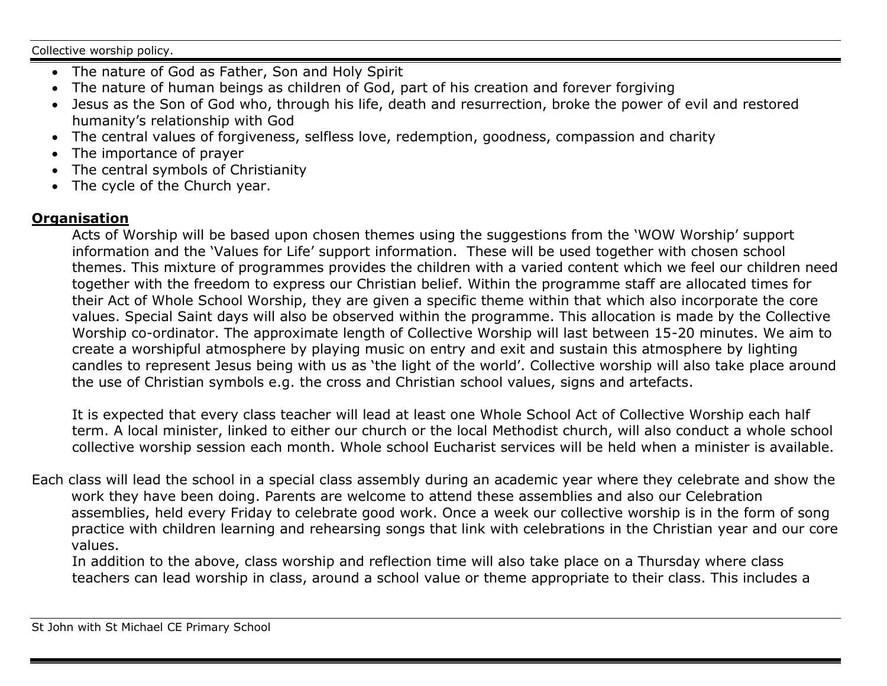- The nature of God as Father, Son and Holy Spirit
- The nature of human beings as children of God, part of his creation and forever forgiving
- Jesus as the Son of God who, through his life, death and resurrection, broke the power of evil and restored humanity's relationship with God
- The central values of forgiveness, selfless love, redemption, goodness, compassion and charity
- The importance of prayer
- The central symbols of Christianity
- The cycle of the Church year.

## **Organisation**

Acts of Worship will be based upon chosen themes using the suggestions from the 'WOW Worship' support information and the 'Values for Life' support information. These will be used together with chosen school themes. This mixture of programmes provides the children with a varied content which we feel our children need together with the freedom to express our Christian belief. Within the programme staff are allocated times for their Act of Whole School Worship, they are given a specific theme within that which also incorporate the core values. Special Saint days will also be observed within the programme. This allocation is made by the Collective Worship co-ordinator. The approximate length of Collective Worship will last between 15-20 minutes. We aim to create a worshipful atmosphere by playing music on entry and exit and sustain this atmosphere by lighting candles to represent Jesus being with us as 'the light of the world'. Collective worship will also take place around the use of Christian symbols e.g. the cross and Christian school values, signs and artefacts.

It is expected that every class teacher will lead at least one Whole School Act of Collective Worship each half term. A local minister, linked to either our church or the local Methodist church, will also conduct a whole school collective worship session each month. Whole school Eucharist services will be held when a minister is available.

Each class will lead the school in a special class assembly during an academic year where they celebrate and show the work they have been doing. Parents are welcome to attend these assemblies and also our Celebration assemblies, held every Friday to celebrate good work. Once a week our collective worship is in the form of song practice with children learning and rehearsing songs that link with celebrations in the Christian year and our core values.

In addition to the above, class worship and reflection time will also take place on a Thursday where class teachers can lead worship in class, around a school value or theme appropriate to their class. This includes a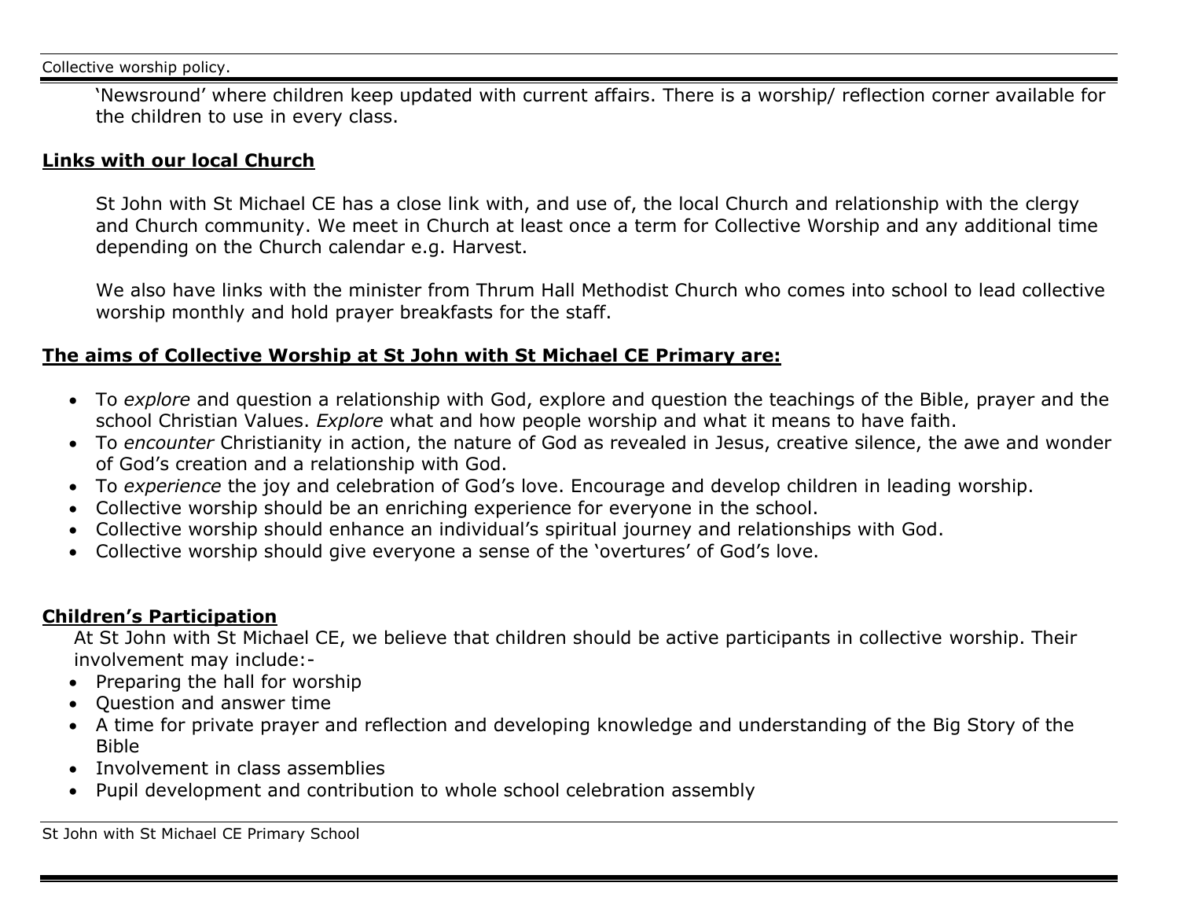'Newsround' where children keep updated with current affairs. There is a worship/ reflection corner available for the children to use in every class.

## Links with our local Church

St John with St Michael CE has a close link with, and use of, the local Church and relationship with the clergy and Church community. We meet in Church at least once a term for Collective Worship and any additional time depending on the Church calendar e.g. Harvest.

We also have links with the minister from Thrum Hall Methodist Church who comes into school to lead collective worship monthly and hold prayer breakfasts for the staff.

## The aims of Collective Worship at St John with St Michael CE Primary are:

- To *explore* and question a relationship with God, explore and question the teachings of the Bible, prayer and the school Christian Values. *Explore* what and how people worship and what it means to have faith.
- To *encounter* Christianity in action, the nature of God as revealed in Jesus, creative silence, the awe and wonder of God's creation and a relationship with God.
- To *experience* the joy and celebration of God's love. Encourage and develop children in leading worship.
- Collective worship should be an enriching experience for everyone in the school.
- Collective worship should enhance an individual's spiritual journey and relationships with God.
- Collective worship should give everyone a sense of the 'overtures' of God's love.

## Children's Participation

At St John with St Michael CE, we believe that children should be active participants in collective worship. Their involvement may include:-

- Preparing the hall for worship
- Question and answer time
- A time for private prayer and reflection and developing knowledge and understanding of the Big Story of the Bible
- Involvement in class assemblies
- Pupil development and contribution to whole school celebration assembly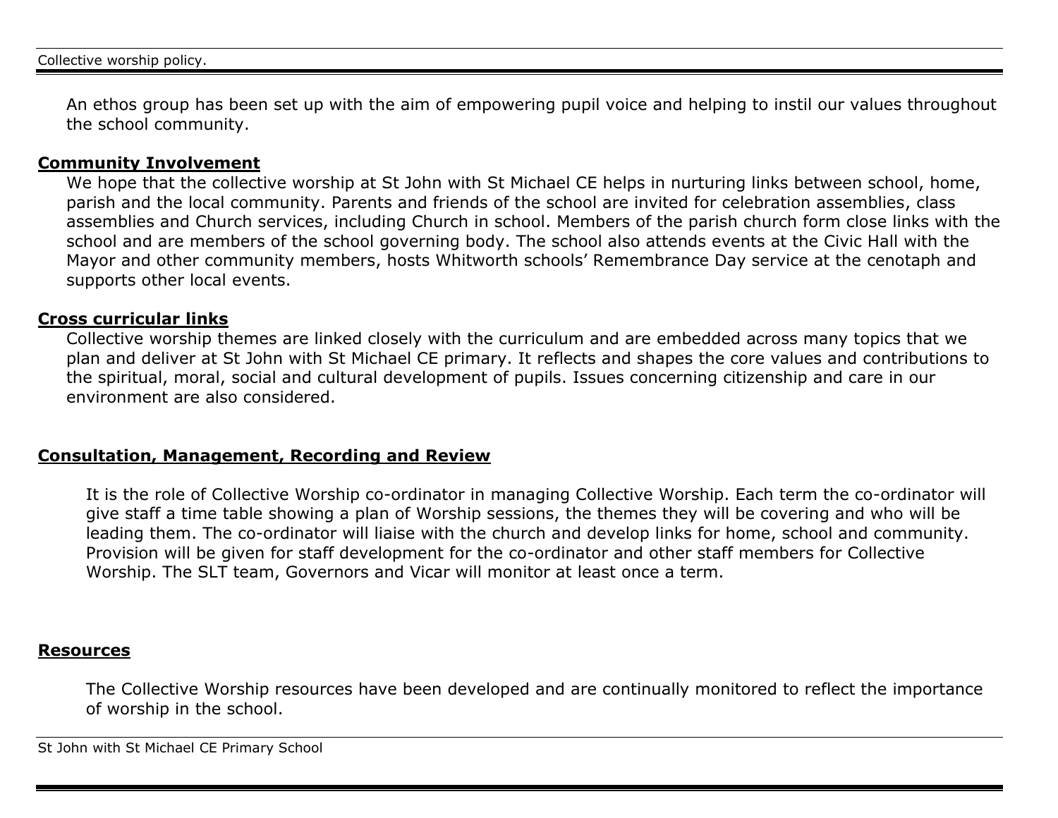An ethos group has been set up with the aim of empowering pupil voice and helping to instil our values throughout the school community.

**Community Involvement**

We hope that the collective worship at St John with St Michael CE helps in nurturing links between school, home, parish and the local community. Parents and friends of the school are invited for celebration assemblies, class assemblies and Church services, including Church in school. Members of the parish church form close links with the school and are members of the school governing body. The school also attends events at the Civic Hall with the Mayor and other community members, hosts Whitworth schools' Remembrance Day service at the cenotaph and supports other local events.

**Cross curricular links**

Collective worship themes are linked closely with the curriculum and are embedded across many topics that we plan and deliver at St John with St Michael CE primary. It reflects and shapes the core values and contributions to the spiritual, moral, social and cultural development of pupils. Issues concerning citizenship and care in our environment are also considered.

**Consultation, Management, Recording and Review**

It is the role of Collective Worship co-ordinator in managing Collective Worship. Each term the co-ordinator will give staff a time table showing a plan of Worship sessions, the themes they will be covering and who will be leading them. The co-ordinator will liaise with the church and develop links for home, school and community. Provision will be given for staff development for the co-ordinator and other staff members for Collective Worship. The SLT team, Governors and Vicar will monitor at least once a term.

**Resources**

The Collective Worship resources have been developed and are continually monitored to reflect the importance of worship in the school.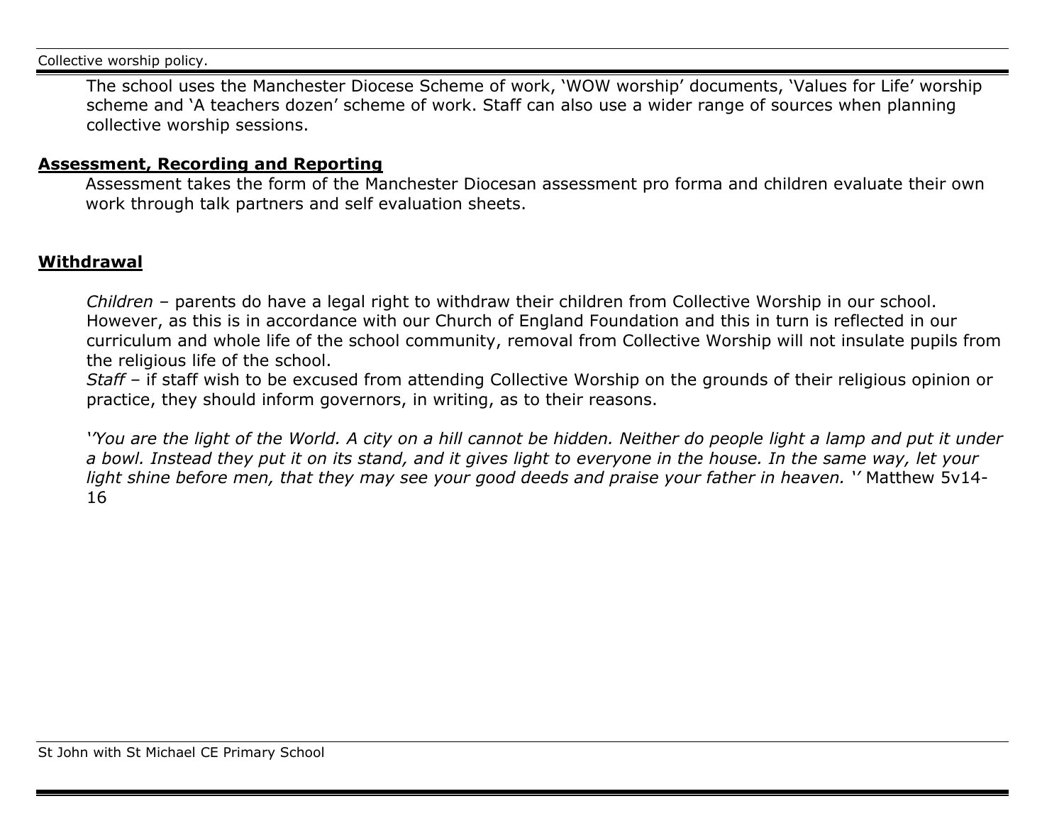The school uses the Manchester Diocese Scheme of work, 'WOW worship' documents, 'Values for Life' worship scheme and 'A teachers dozen' scheme of work. Staff can also use a wider range of sources when planning collective worship sessions.

## **Assessment, Recording and Reporting**

Assessment takes the form of the Manchester Diocesan assessment pro forma and children evaluate their own work through talk partners and self evaluation sheets.

## **Withdrawal**

*Children* – parents do have a legal right to withdraw their children from Collective Worship in our school. However, as this is in accordance with our Church of England Foundation and this in turn is reflected in our curriculum and whole life of the school community, removal from Collective Worship will not insulate pupils from the religious life of the school.

*Staff* – if staff wish to be excused from attending Collective Worship on the grounds of their religious opinion or practice, they should inform governors, in writing, as to their reasons.

*''You are the light of the World. A city on a hill cannot be hidden. Neither do people light a lamp and put it under a bowl. Instead they put it on its stand, and it gives light to everyone in the house. In the same way, let your light shine before men, that they may see your good deeds and praise your father in heaven. ''* Matthew 5v14-16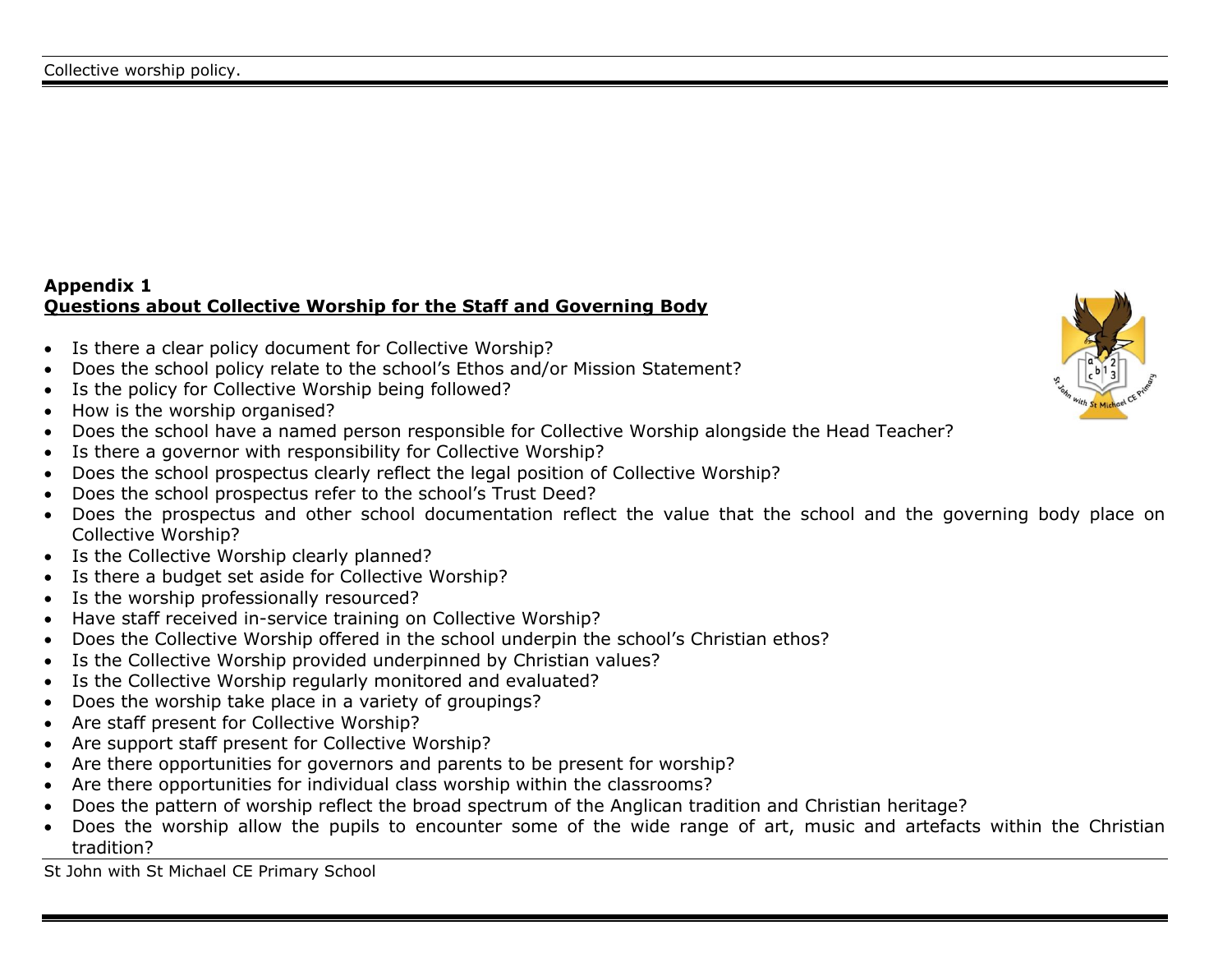**Appendix 1**

## Questions about Collective Worship for the Staff and Governing Body

- Is there a clear policy document for Collective Worship?
- Does the school policy relate to the school's Ethos and/or Mission Statement?
- Is the policy for Collective Worship being followed?
- How is the worship organised?
- Does the school have a named person responsible for Collective Worship alongside the Head Teacher?
- Is there a governor with responsibility for Collective Worship?
- Does the school prospectus clearly reflect the legal position of Collective Worship?
- Does the school prospectus refer to the school's Trust Deed?
- Does the prospectus and other school documentation reflect the value that the school and the governing body place on Collective Worship?
- Is the Collective Worship clearly planned?
- Is there a budget set aside for Collective Worship?
- Is the worship professionally resourced?
- Have staff received in-service training on Collective Worship?
- Does the Collective Worship offered in the school underpin the school's Christian ethos?
- Is the Collective Worship provided underpinned by Christian values?
- Is the Collective Worship regularly monitored and evaluated?
- Does the worship take place in a variety of groupings?
- Are staff present for Collective Worship?
- Are support staff present for Collective Worship?
- Are there opportunities for governors and parents to be present for worship?
- Are there opportunities for individual class worship within the classrooms?
- Does the pattern of worship reflect the broad spectrum of the Anglican tradition and Christian heritage?
- Does the worship allow the pupils to encounter some of the wide range of art, music and artefacts within the Christian tradition?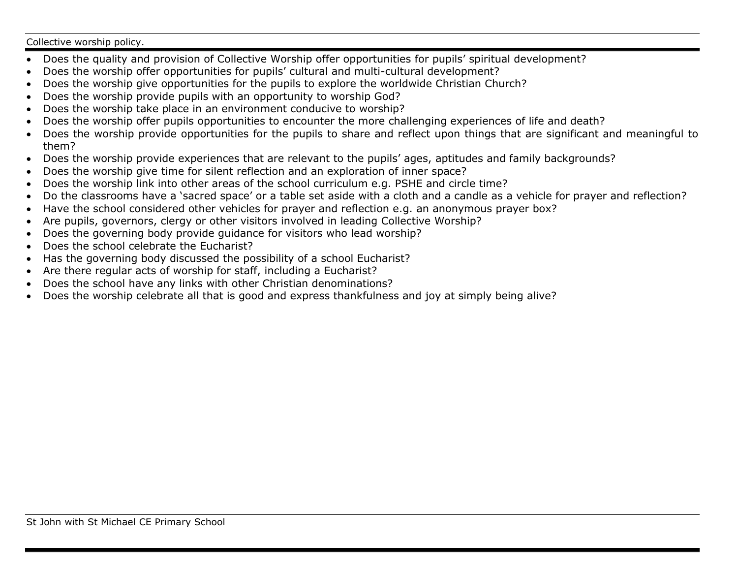- Does the quality and provision of Collective Worship offer opportunities for pupils' spiritual development?
- Does the worship offer opportunities for pupils' cultural and multi-cultural development?
- Does the worship give opportunities for the pupils to explore the worldwide Christian Church?
- Does the worship provide pupils with an opportunity to worship God?
- Does the worship take place in an environment conducive to worship?
- Does the worship offer pupils opportunities to encounter the more challenging experiences of life and death?
- Does the worship provide opportunities for the pupils to share and reflect upon things that are significant and meaningful to them?
- Does the worship provide experiences that are relevant to the pupils' ages, aptitudes and family backgrounds?
- Does the worship give time for silent reflection and an exploration of inner space?
- Does the worship link into other areas of the school curriculum e.g. PSHE and circle time?
- Do the classrooms have a 'sacred space' or a table set aside with a cloth and a candle as a vehicle for prayer and reflection?
- Have the school considered other vehicles for prayer and reflection e.g. an anonymous prayer box?
- Are pupils, governors, clergy or other visitors involved in leading Collective Worship?
- Does the governing body provide guidance for visitors who lead worship?
- Does the school celebrate the Eucharist?
- Has the governing body discussed the possibility of a school Eucharist?
- Are there regular acts of worship for staff, including a Eucharist?
- Does the school have any links with other Christian denominations?
- Does the worship celebrate all that is good and express thankfulness and joy at simply being alive?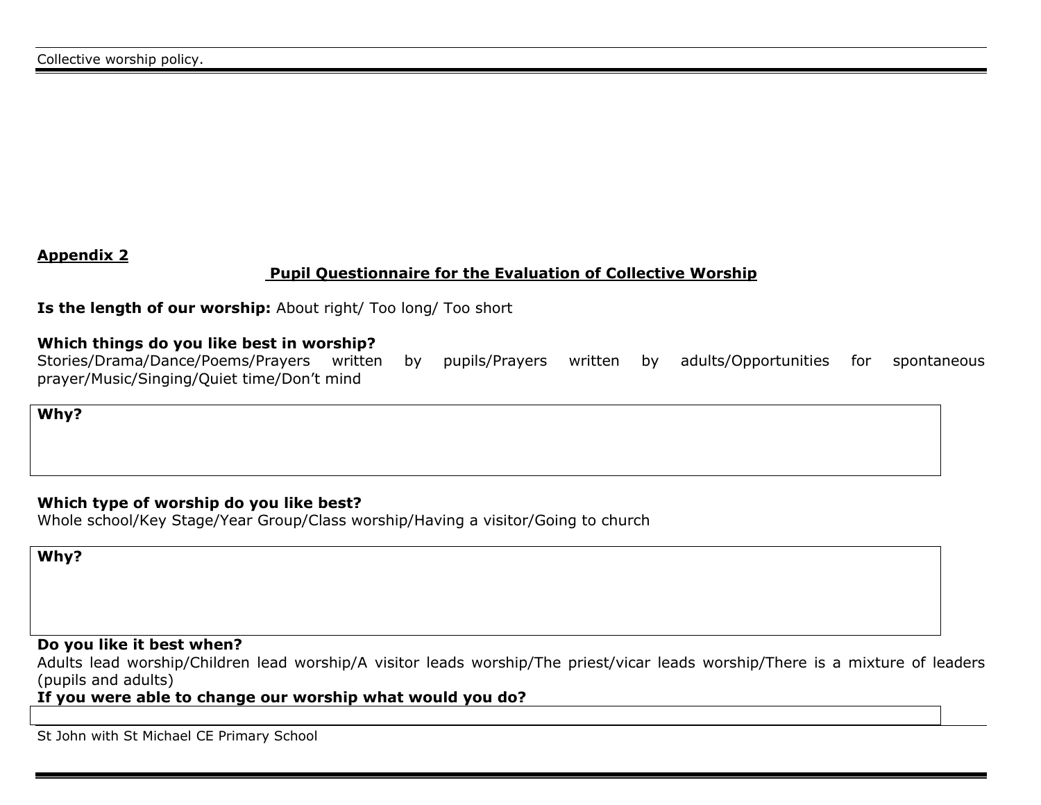**Appendix 2**

**Pupil Questionnaire for the Evaluation of Collective Worship**

**Is the length of our worship:** About right/ Too long/ Too short

**Which things do you like best in worship?**
Stories/Drama/Dance/Poems/Prayers written by pupils/Prayers written by adults/Opportunities for spontaneous prayer/Music/Singing/Quiet time/Don't mind

**Why?**

**Which type of worship do you like best?**
Whole school/Key Stage/Year Group/Class worship/Having a visitor/Going to church

**Why?**

**Do you like it best when?**
Adults lead worship/Children lead worship/A visitor leads worship/The priest/vicar leads worship/There is a mixture of leaders (pupils and adults)

**If you were able to change our worship what would you do?**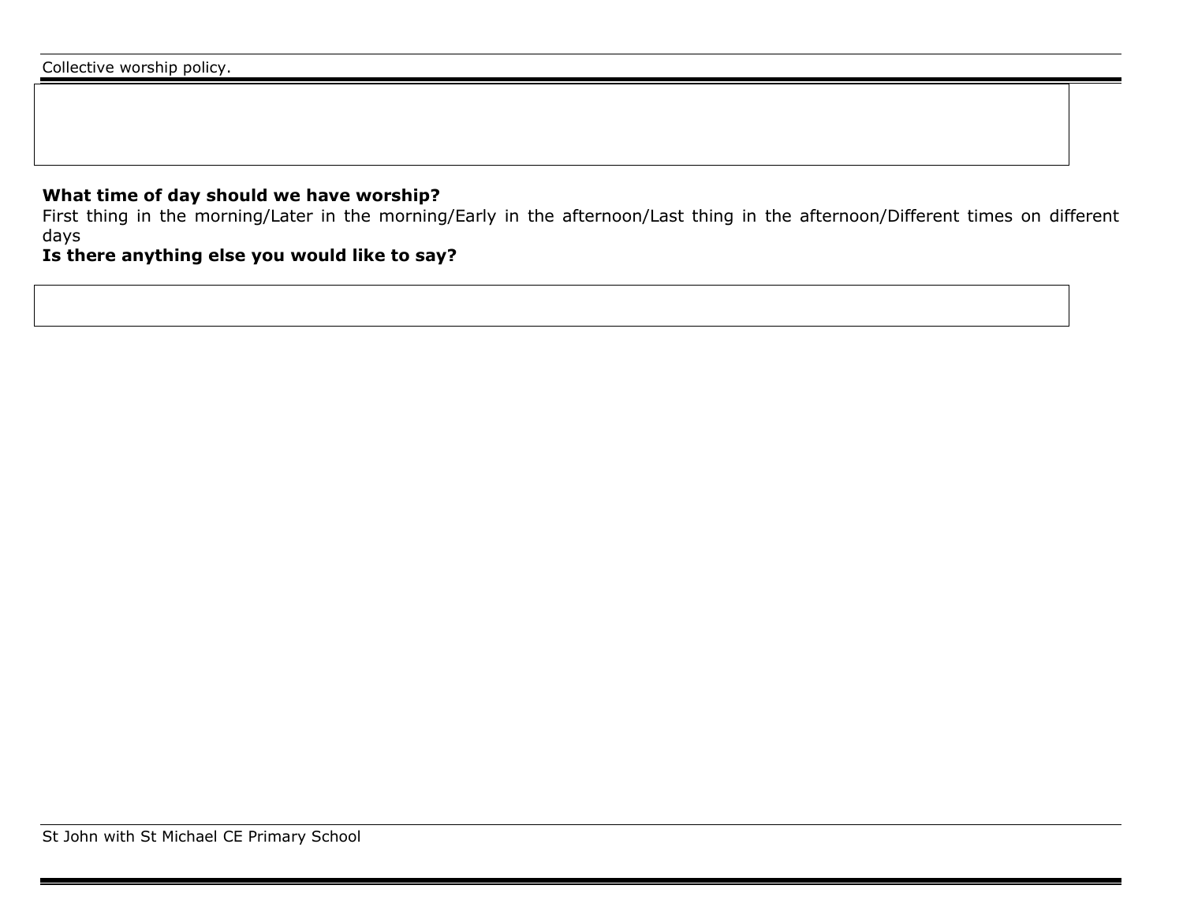**What time of day should we have worship?**

First thing in the morning/Later in the morning/Early in the afternoon/Last thing in the afternoon/Different times on different days

**Is there anything else you would like to say?**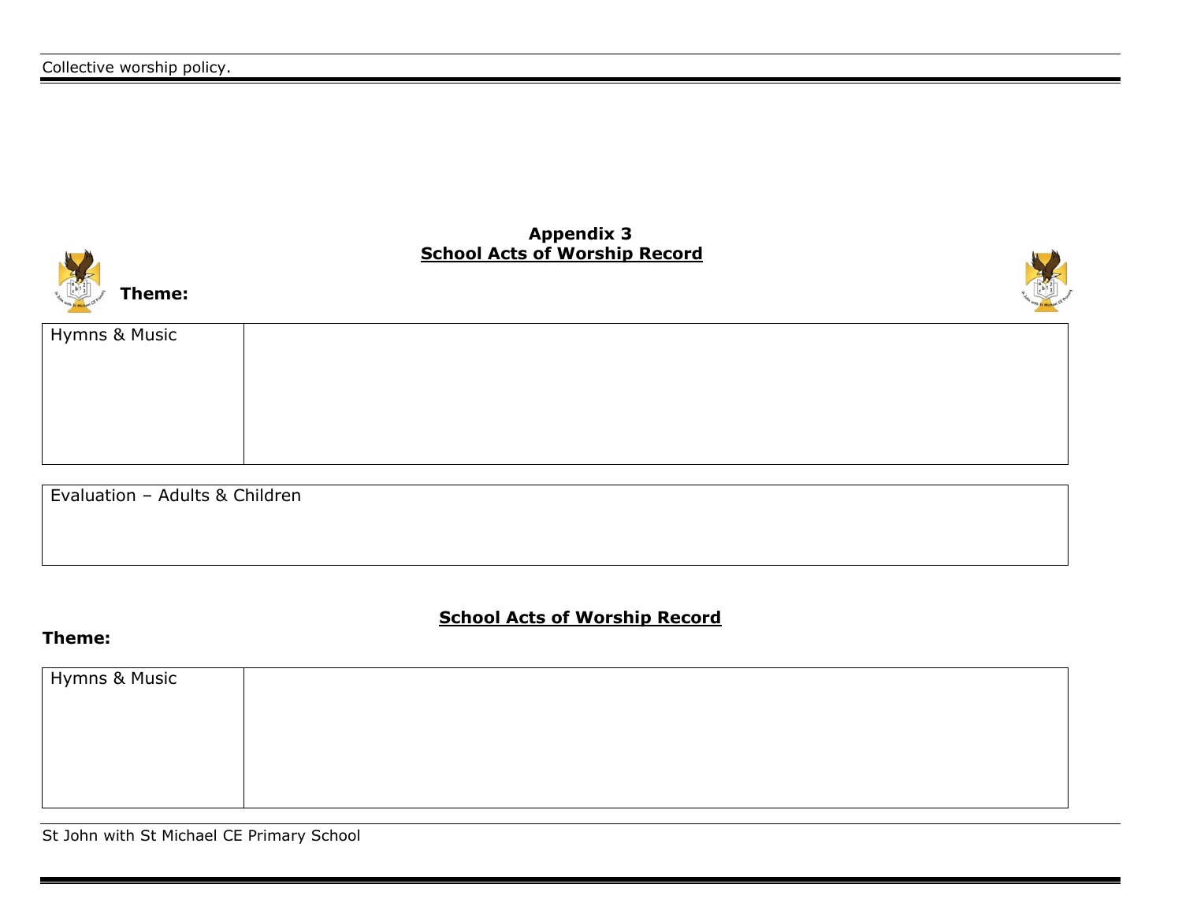## Appendix 3

## School Acts of Worship Record

**Theme:**

| Hymns & Music | |
|---|---|

| Evaluation – Adults & Children |
|---|

## School Acts of Worship Record

**Theme:**

| Hymns & Music | |
|---|---|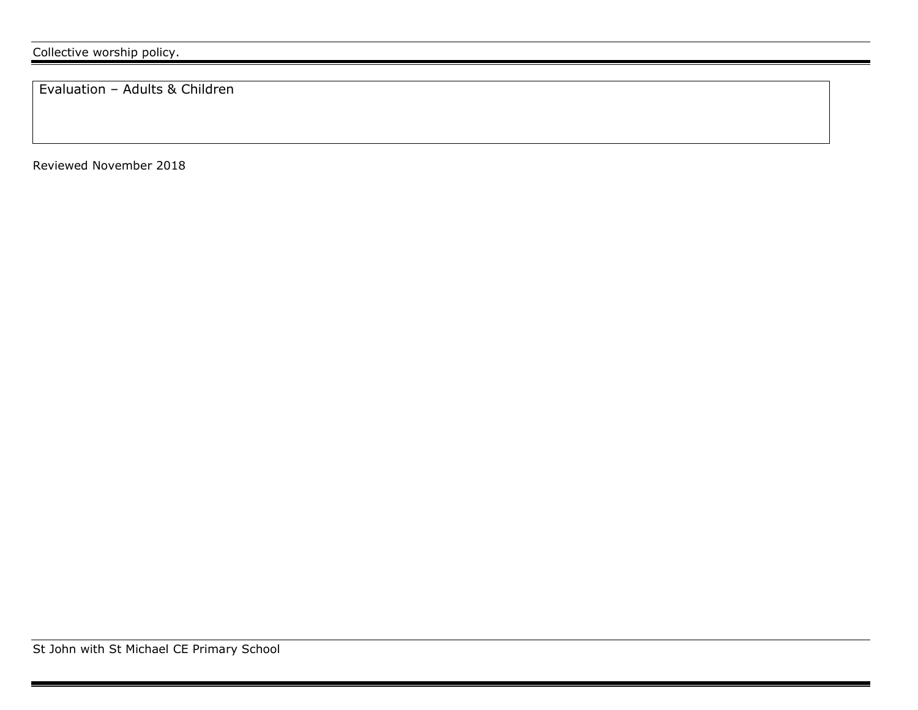| Evaluation – Adults & Children |
| --- |
| |

Reviewed November 2018